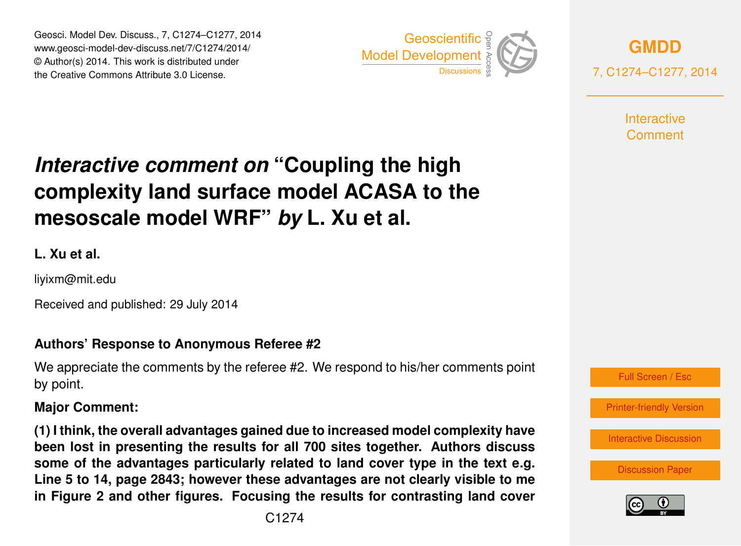# *Interactive comment on* "Coupling the high complexity land surface model ACASA to the mesoscale model WRF" *by* L. Xu et al.

**L. Xu et al.**

liyixm@mit.edu

Received and published: 29 July 2014

### Authors' Response to Anonymous Referee #2

We appreciate the comments by the referee #2. We respond to his/her comments point by point.

### Major Comment:

**(1) I think, the overall advantages gained due to increased model complexity have been lost in presenting the results for all 700 sites together. Authors discuss some of the advantages particularly related to land cover type in the text e.g. Line 5 to 14, page 2843; however these advantages are not clearly visible to me in Figure 2 and other figures. Focusing the results for contrasting land cover**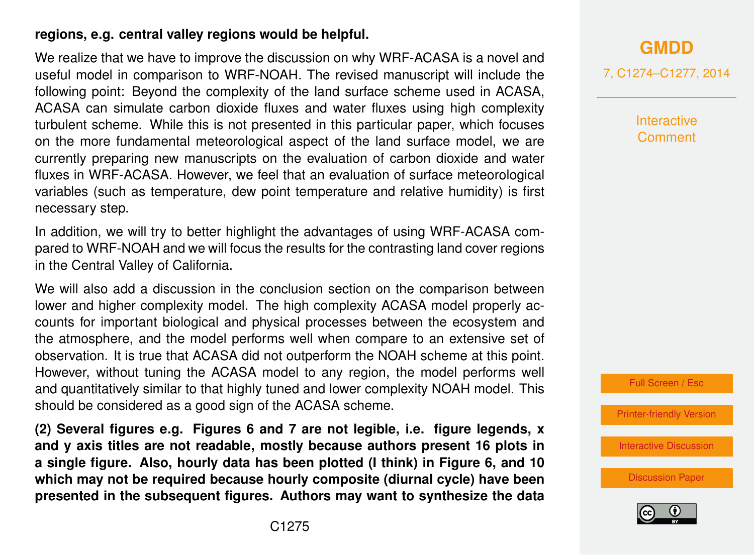**regions, e.g. central valley regions would be helpful.**

We realize that we have to improve the discussion on why WRF-ACASA is a novel and useful model in comparison to WRF-NOAH. The revised manuscript will include the following point: Beyond the complexity of the land surface scheme used in ACASA, ACASA can simulate carbon dioxide fluxes and water fluxes using high complexity turbulent scheme. While this is not presented in this particular paper, which focuses on the more fundamental meteorological aspect of the land surface model, we are currently preparing new manuscripts on the evaluation of carbon dioxide and water fluxes in WRF-ACASA. However, we feel that an evaluation of surface meteorological variables (such as temperature, dew point temperature and relative humidity) is first necessary step.

In addition, we will try to better highlight the advantages of using WRF-ACASA compared to WRF-NOAH and we will focus the results for the contrasting land cover regions in the Central Valley of California.

We will also add a discussion in the conclusion section on the comparison between lower and higher complexity model. The high complexity ACASA model properly accounts for important biological and physical processes between the ecosystem and the atmosphere, and the model performs well when compare to an extensive set of observation. It is true that ACASA did not outperform the NOAH scheme at this point. However, without tuning the ACASA model to any region, the model performs well and quantitatively similar to that highly tuned and lower complexity NOAH model. This should be considered as a good sign of the ACASA scheme.

**(2) Several figures e.g. Figures 6 and 7 are not legible, i.e. figure legends, x and y axis titles are not readable, mostly because authors present 16 plots in a single figure. Also, hourly data has been plotted (I think) in Figure 6, and 10 which may not be required because hourly composite (diurnal cycle) have been presented in the subsequent figures. Authors may want to synthesize the data**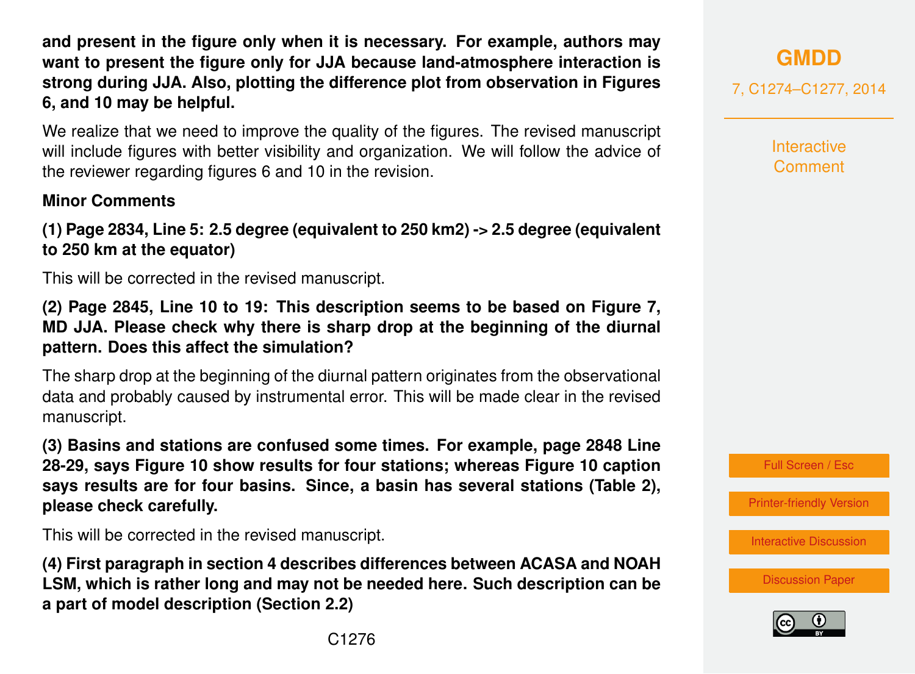**and present in the figure only when it is necessary. For example, authors may want to present the figure only for JJA because land-atmosphere interaction is strong during JJA. Also, plotting the difference plot from observation in Figures 6, and 10 may be helpful.**

We realize that we need to improve the quality of the figures. The revised manuscript will include figures with better visibility and organization. We will follow the advice of the reviewer regarding figures 6 and 10 in the revision.

**Minor Comments**

**(1) Page 2834, Line 5: 2.5 degree (equivalent to 250 km2) -> 2.5 degree (equivalent to 250 km at the equator)**

This will be corrected in the revised manuscript.

**(2) Page 2845, Line 10 to 19: This description seems to be based on Figure 7, MD JJA. Please check why there is sharp drop at the beginning of the diurnal pattern. Does this affect the simulation?**

The sharp drop at the beginning of the diurnal pattern originates from the observational data and probably caused by instrumental error. This will be made clear in the revised manuscript.

**(3) Basins and stations are confused some times. For example, page 2848 Line 28-29, says Figure 10 show results for four stations; whereas Figure 10 caption says results are for four basins. Since, a basin has several stations (Table 2), please check carefully.**

This will be corrected in the revised manuscript.

**(4) First paragraph in section 4 describes differences between ACASA and NOAH LSM, which is rather long and may not be needed here. Such description can be a part of model description (Section 2.2)**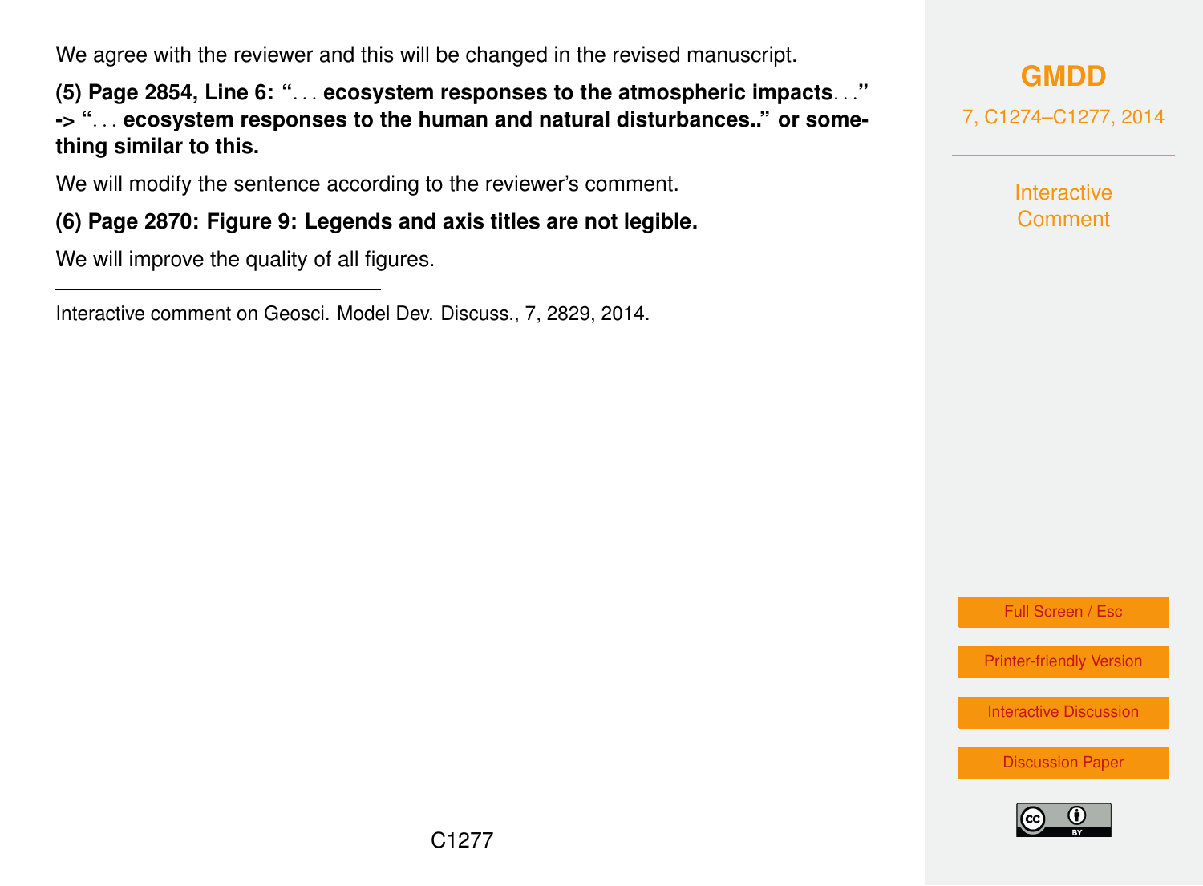We agree with the reviewer and this will be changed in the revised manuscript.

**(5) Page 2854, Line 6: "... ecosystem responses to the atmospheric impacts..." -> "... ecosystem responses to the human and natural disturbances.." or something similar to this.**

We will modify the sentence according to the reviewer's comment.

**(6) Page 2870: Figure 9: Legends and axis titles are not legible.**

We will improve the quality of all figures.

---

Interactive comment on Geosci. Model Dev. Discuss., 7, 2829, 2014.